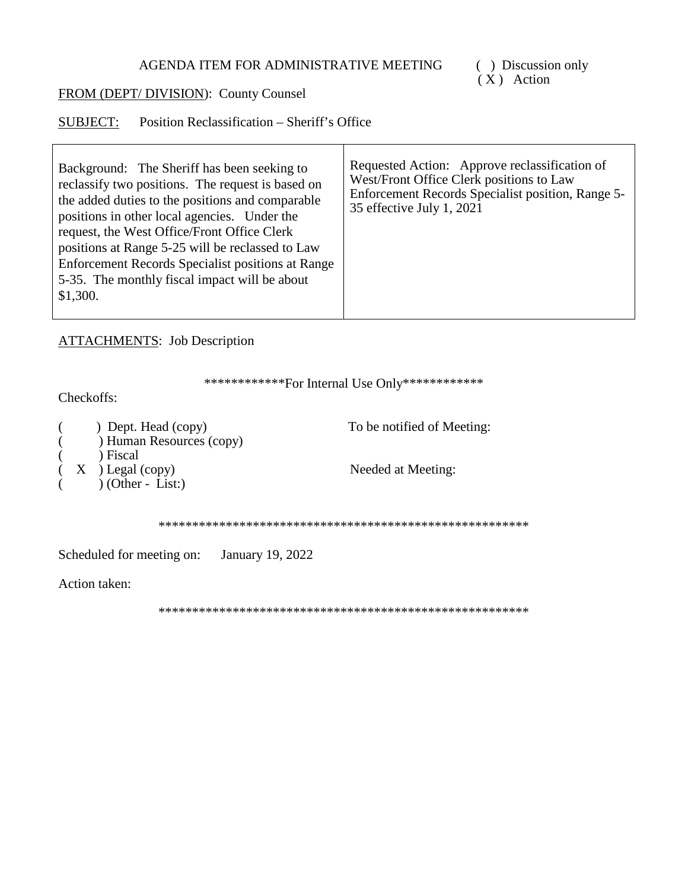AGENDA ITEM FOR ADMINISTRATIVE MEETING ( ) Discussion only
( X ) Action

FROM (DEPT/ DIVISION): County Counsel

SUBJECT: Position Reclassification – Sheriff's Office

| Background: The Sheriff has been seeking to reclassify two positions. The request is based on the added duties to the positions and comparable positions in other local agencies. Under the request, the West Office/Front Office Clerk positions at Range 5-25 will be reclassed to Law Enforcement Records Specialist positions at Range 5-35. The monthly fiscal impact will be about $1,300. | Requested Action: Approve reclassification of West/Front Office Clerk positions to Law Enforcement Records Specialist position, Range 5-35 effective July 1, 2021 |
|---|---|

ATTACHMENTS: Job Description

************For Internal Use Only************

Checkoffs:

( ) Dept. Head (copy)
( ) Human Resources (copy)
( ) Fiscal
( X ) Legal (copy)
( ) (Other - List:)

To be notified of Meeting:

Needed at Meeting:

*******************************************************

Scheduled for meeting on: January 19, 2022

Action taken:

*******************************************************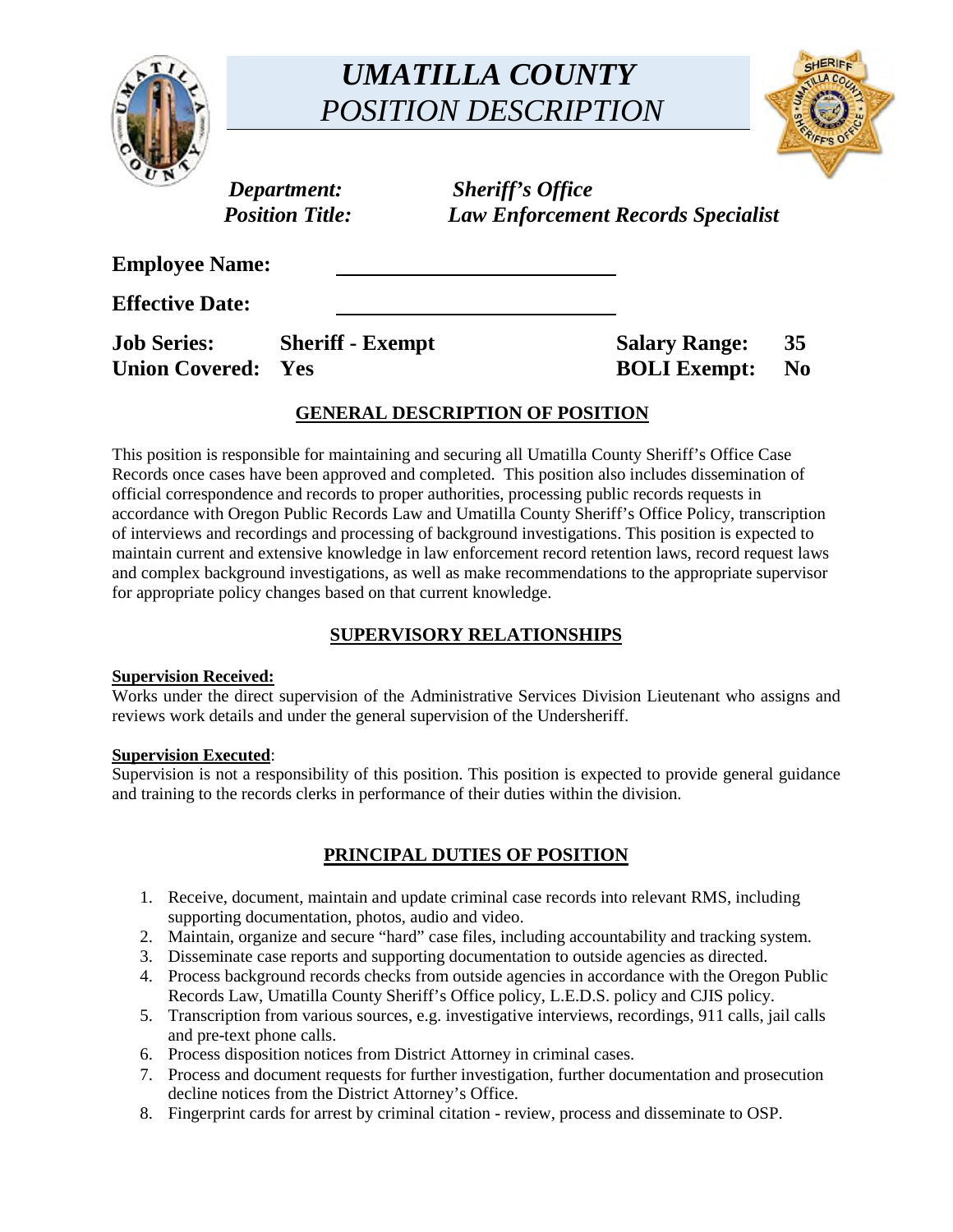# *UMATILLA COUNTY*
# *POSITION DESCRIPTION*

***Department:*** ***Sheriff's Office***
***Position Title:*** ***Law Enforcement Records Specialist***

**Employee Name:** ____________________________

**Effective Date:** ____________________________

| **Job Series:** | **Sheriff - Exempt** | **Salary Range:** | **35** |
|---|---|---|---|
| **Union Covered:** | **Yes** | **BOLI Exempt:** | **No** |

## GENERAL DESCRIPTION OF POSITION

This position is responsible for maintaining and securing all Umatilla County Sheriff's Office Case Records once cases have been approved and completed. This position also includes dissemination of official correspondence and records to proper authorities, processing public records requests in accordance with Oregon Public Records Law and Umatilla County Sheriff's Office Policy, transcription of interviews and recordings and processing of background investigations. This position is expected to maintain current and extensive knowledge in law enforcement record retention laws, record request laws and complex background investigations, as well as make recommendations to the appropriate supervisor for appropriate policy changes based on that current knowledge.

## SUPERVISORY RELATIONSHIPS

**Supervision Received:**
Works under the direct supervision of the Administrative Services Division Lieutenant who assigns and reviews work details and under the general supervision of the Undersheriff.

**Supervision Executed**:
Supervision is not a responsibility of this position. This position is expected to provide general guidance and training to the records clerks in performance of their duties within the division.

## PRINCIPAL DUTIES OF POSITION

1. Receive, document, maintain and update criminal case records into relevant RMS, including supporting documentation, photos, audio and video.
2. Maintain, organize and secure "hard" case files, including accountability and tracking system.
3. Disseminate case reports and supporting documentation to outside agencies as directed.
4. Process background records checks from outside agencies in accordance with the Oregon Public Records Law, Umatilla County Sheriff's Office policy, L.E.D.S. policy and CJIS policy.
5. Transcription from various sources, e.g. investigative interviews, recordings, 911 calls, jail calls and pre-text phone calls.
6. Process disposition notices from District Attorney in criminal cases.
7. Process and document requests for further investigation, further documentation and prosecution decline notices from the District Attorney's Office.
8. Fingerprint cards for arrest by criminal citation - review, process and disseminate to OSP.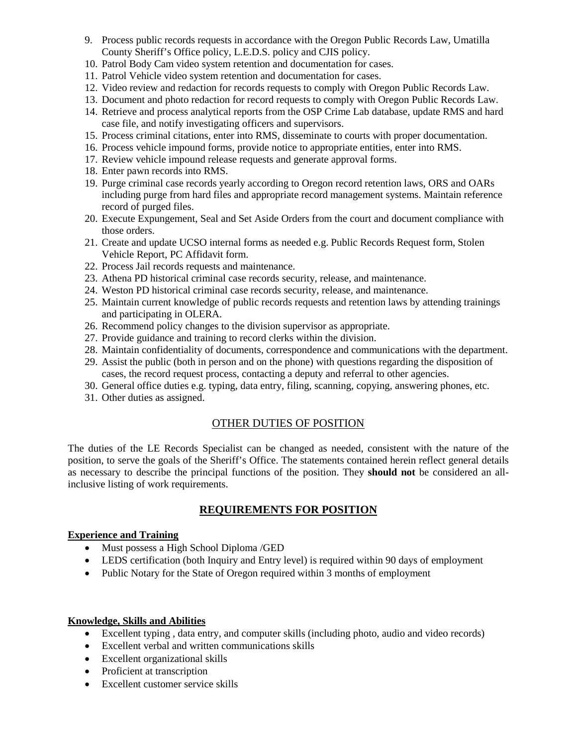9. Process public records requests in accordance with the Oregon Public Records Law, Umatilla County Sheriff's Office policy, L.E.D.S. policy and CJIS policy.
10. Patrol Body Cam video system retention and documentation for cases.
11. Patrol Vehicle video system retention and documentation for cases.
12. Video review and redaction for records requests to comply with Oregon Public Records Law.
13. Document and photo redaction for record requests to comply with Oregon Public Records Law.
14. Retrieve and process analytical reports from the OSP Crime Lab database, update RMS and hard case file, and notify investigating officers and supervisors.
15. Process criminal citations, enter into RMS, disseminate to courts with proper documentation.
16. Process vehicle impound forms, provide notice to appropriate entities, enter into RMS.
17. Review vehicle impound release requests and generate approval forms.
18. Enter pawn records into RMS.
19. Purge criminal case records yearly according to Oregon record retention laws, ORS and OARs including purge from hard files and appropriate record management systems. Maintain reference record of purged files.
20. Execute Expungement, Seal and Set Aside Orders from the court and document compliance with those orders.
21. Create and update UCSO internal forms as needed e.g. Public Records Request form, Stolen Vehicle Report, PC Affidavit form.
22. Process Jail records requests and maintenance.
23. Athena PD historical criminal case records security, release, and maintenance.
24. Weston PD historical criminal case records security, release, and maintenance.
25. Maintain current knowledge of public records requests and retention laws by attending trainings and participating in OLERA.
26. Recommend policy changes to the division supervisor as appropriate.
27. Provide guidance and training to record clerks within the division.
28. Maintain confidentiality of documents, correspondence and communications with the department.
29. Assist the public (both in person and on the phone) with questions regarding the disposition of cases, the record request process, contacting a deputy and referral to other agencies.
30. General office duties e.g. typing, data entry, filing, scanning, copying, answering phones, etc.
31. Other duties as assigned.

## OTHER DUTIES OF POSITION

The duties of the LE Records Specialist can be changed as needed, consistent with the nature of the position, to serve the goals of the Sheriff's Office. The statements contained herein reflect general details as necessary to describe the principal functions of the position. They **should not** be considered an all-inclusive listing of work requirements.

## REQUIREMENTS FOR POSITION

**Experience and Training**

- Must possess a High School Diploma /GED
- LEDS certification (both Inquiry and Entry level) is required within 90 days of employment
- Public Notary for the State of Oregon required within 3 months of employment

**Knowledge, Skills and Abilities**

- Excellent typing , data entry, and computer skills (including photo, audio and video records)
- Excellent verbal and written communications skills
- Excellent organizational skills
- Proficient at transcription
- Excellent customer service skills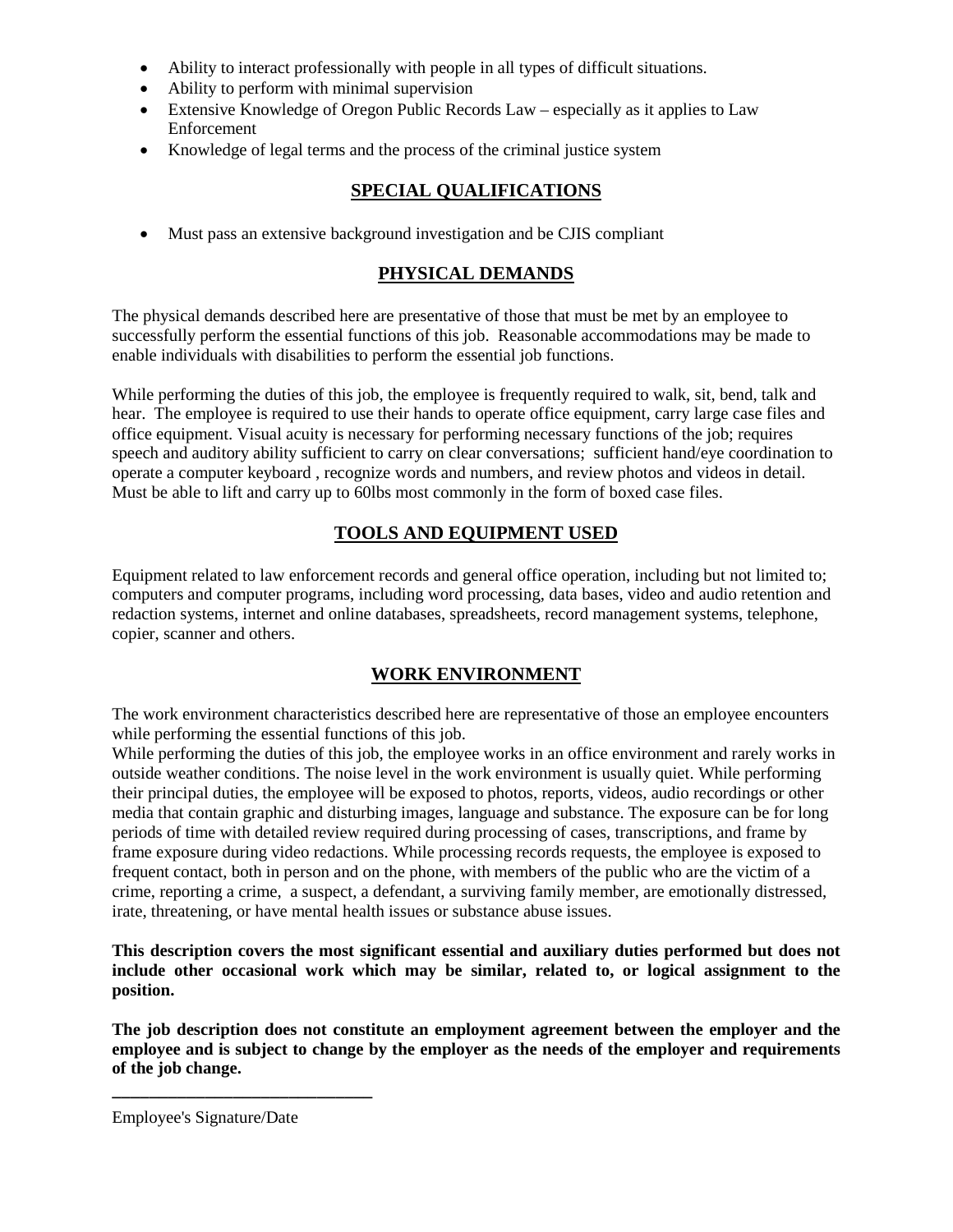- Ability to interact professionally with people in all types of difficult situations.
- Ability to perform with minimal supervision
- Extensive Knowledge of Oregon Public Records Law – especially as it applies to Law Enforcement
- Knowledge of legal terms and the process of the criminal justice system

## SPECIAL QUALIFICATIONS

- Must pass an extensive background investigation and be CJIS compliant

## PHYSICAL DEMANDS

The physical demands described here are presentative of those that must be met by an employee to successfully perform the essential functions of this job. Reasonable accommodations may be made to enable individuals with disabilities to perform the essential job functions.

While performing the duties of this job, the employee is frequently required to walk, sit, bend, talk and hear. The employee is required to use their hands to operate office equipment, carry large case files and office equipment. Visual acuity is necessary for performing necessary functions of the job; requires speech and auditory ability sufficient to carry on clear conversations; sufficient hand/eye coordination to operate a computer keyboard , recognize words and numbers, and review photos and videos in detail. Must be able to lift and carry up to 60lbs most commonly in the form of boxed case files.

## TOOLS AND EQUIPMENT USED

Equipment related to law enforcement records and general office operation, including but not limited to; computers and computer programs, including word processing, data bases, video and audio retention and redaction systems, internet and online databases, spreadsheets, record management systems, telephone, copier, scanner and others.

## WORK ENVIRONMENT

The work environment characteristics described here are representative of those an employee encounters while performing the essential functions of this job.
While performing the duties of this job, the employee works in an office environment and rarely works in outside weather conditions. The noise level in the work environment is usually quiet. While performing their principal duties, the employee will be exposed to photos, reports, videos, audio recordings or other media that contain graphic and disturbing images, language and substance. The exposure can be for long periods of time with detailed review required during processing of cases, transcriptions, and frame by frame exposure during video redactions. While processing records requests, the employee is exposed to frequent contact, both in person and on the phone, with members of the public who are the victim of a crime, reporting a crime, a suspect, a defendant, a surviving family member, are emotionally distressed, irate, threatening, or have mental health issues or substance abuse issues.

**This description covers the most significant essential and auxiliary duties performed but does not include other occasional work which may be similar, related to, or logical assignment to the position.**

**The job description does not constitute an employment agreement between the employer and the employee and is subject to change by the employer as the needs of the employer and requirements of the job change.**

\_\_\_\_\_\_\_\_\_\_\_\_\_\_\_\_\_\_\_\_\_\_\_\_\_\_\_\_\_\_

Employee's Signature/Date